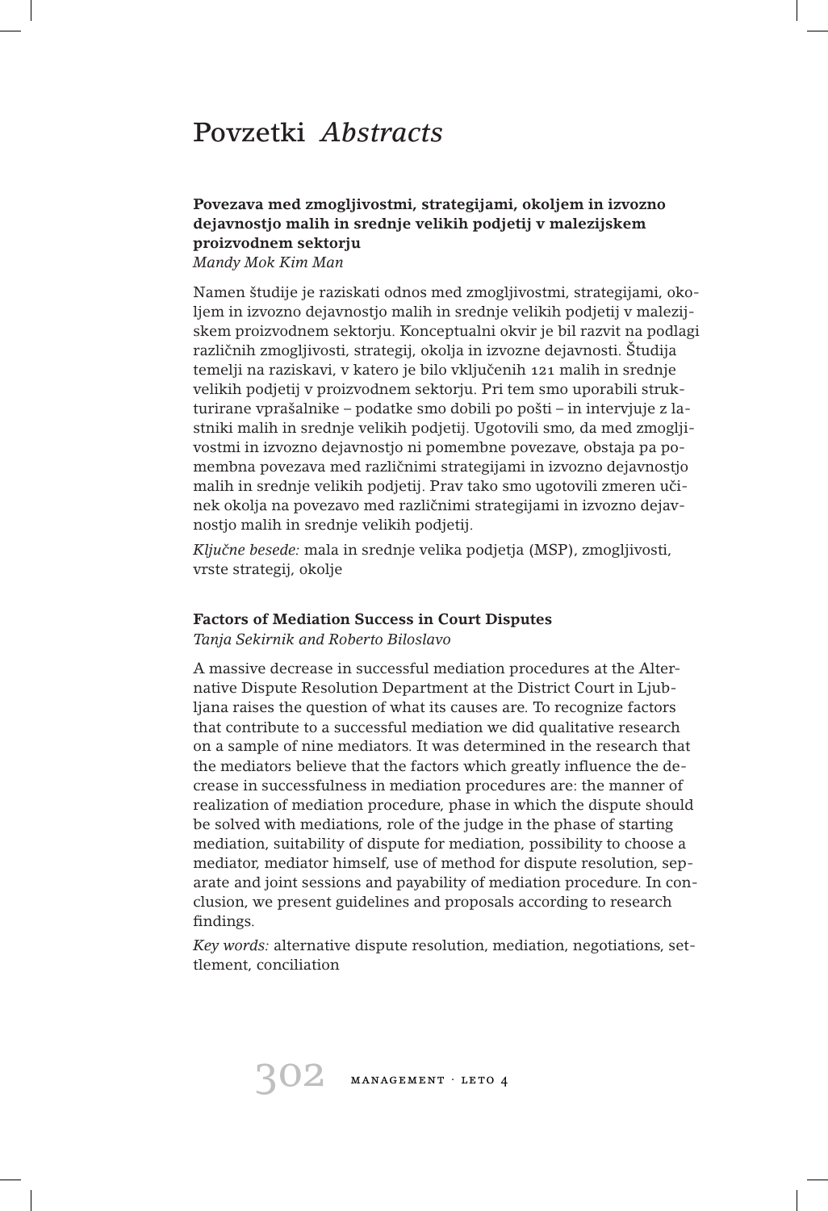# Povzetki *Abstracts*

### Povezava med zmogljivostmi, strategijami, okoljem in izvozno dejavnostjo malih in srednje velikih podjetij v malezijskem proizvodnem sektorju

*Mandy Mok Kim Man*

Namen študije je raziskati odnos med zmogljivostmi, strategijami, okoljem in izvozno dejavnostjo malih in srednje velikih podjetij v malezijskem proizvodnem sektorju. Konceptualni okvir je bil razvit na podlagi različnih zmogljivosti, strategij, okolja in izvozne dejavnosti. Študija temelji na raziskavi, v katero je bilo vključenih 121 malih in srednje velikih podjetij v proizvodnem sektorju. Pri tem smo uporabili strukturirane vprašalnike – podatke smo dobili po pošti – in intervjuje z lastniki malih in srednje velikih podjetij. Ugotovili smo, da med zmogljivostmi in izvozno dejavnostjo ni pomembne povezave, obstaja pa pomembna povezava med različnimi strategijami in izvozno dejavnostjo malih in srednje velikih podjetij. Prav tako smo ugotovili zmeren učinek okolja na povezavo med različnimi strategijami in izvozno dejavnostjo malih in srednje velikih podjetij.

*Ključne besede:* mala in srednje velika podjetja (MSP), zmogljivosti, vrste strategij, okolje

### Factors of Mediation Success in Court Disputes

*Tanja Sekirnik and Roberto Biloslavo*

A massive decrease in successful mediation procedures at the Alternative Dispute Resolution Department at the District Court in Ljubljana raises the question of what its causes are. To recognize factors that contribute to a successful mediation we did qualitative research on a sample of nine mediators. It was determined in the research that the mediators believe that the factors which greatly influence the decrease in successfulness in mediation procedures are: the manner of realization of mediation procedure, phase in which the dispute should be solved with mediations, role of the judge in the phase of starting mediation, suitability of dispute for mediation, possibility to choose a mediator, mediator himself, use of method for dispute resolution, separate and joint sessions and payability of mediation procedure. In conclusion, we present guidelines and proposals according to research findings.

*Key words:* alternative dispute resolution, mediation, negotiations, settlement, conciliation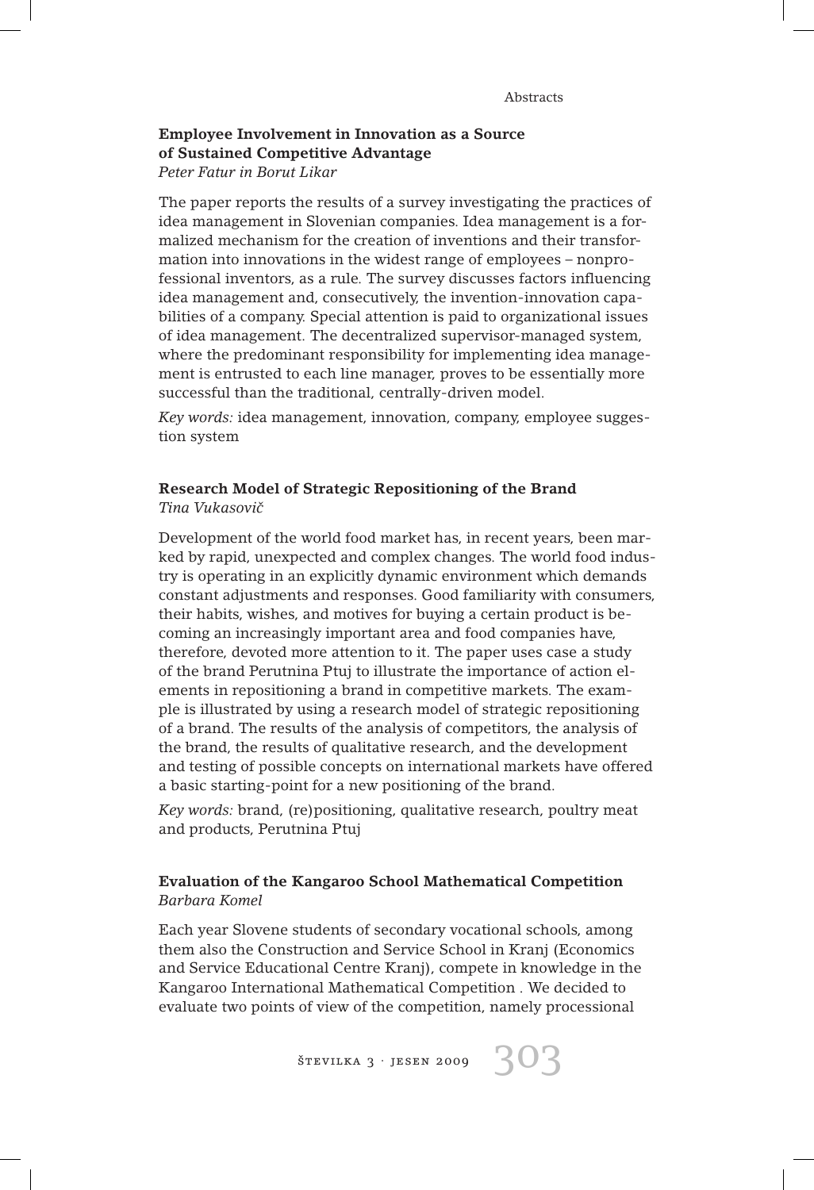### Employee Involvement in Innovation as a Source of Sustained Competitive Advantage

*Peter Fatur in Borut Likar*

The paper reports the results of a survey investigating the practices of idea management in Slovenian companies. Idea management is a formalized mechanism for the creation of inventions and their transformation into innovations in the widest range of employees – nonprofessional inventors, as a rule. The survey discusses factors influencing idea management and, consecutively, the invention-innovation capabilities of a company. Special attention is paid to organizational issues of idea management. The decentralized supervisor-managed system, where the predominant responsibility for implementing idea management is entrusted to each line manager, proves to be essentially more successful than the traditional, centrally-driven model.

*Key words:* idea management, innovation, company, employee suggestion system

### Research Model of Strategic Repositioning of the Brand

*Tina Vukasovič*

Development of the world food market has, in recent years, been marked by rapid, unexpected and complex changes. The world food industry is operating in an explicitly dynamic environment which demands constant adjustments and responses. Good familiarity with consumers, their habits, wishes, and motives for buying a certain product is becoming an increasingly important area and food companies have, therefore, devoted more attention to it. The paper uses case a study of the brand Perutnina Ptuj to illustrate the importance of action elements in repositioning a brand in competitive markets. The example is illustrated by using a research model of strategic repositioning of a brand. The results of the analysis of competitors, the analysis of the brand, the results of qualitative research, and the development and testing of possible concepts on international markets have offered a basic starting-point for a new positioning of the brand.

*Key words:* brand, (re)positioning, qualitative research, poultry meat and products, Perutnina Ptuj

### Evaluation of the Kangaroo School Mathematical Competition

*Barbara Komel*

Each year Slovene students of secondary vocational schools, among them also the Construction and Service School in Kranj (Economics and Service Educational Centre Kranj), compete in knowledge in the Kangaroo International Mathematical Competition . We decided to evaluate two points of view of the competition, namely processional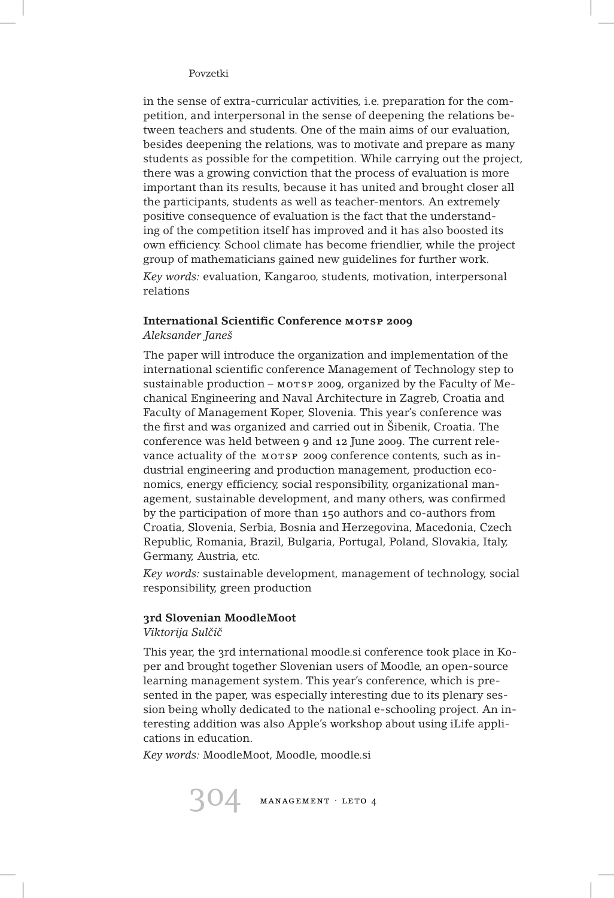in the sense of extra-curricular activities, i.e. preparation for the competition, and interpersonal in the sense of deepening the relations between teachers and students. One of the main aims of our evaluation, besides deepening the relations, was to motivate and prepare as many students as possible for the competition. While carrying out the project, there was a growing conviction that the process of evaluation is more important than its results, because it has united and brought closer all the participants, students as well as teacher-mentors. An extremely positive consequence of evaluation is the fact that the understanding of the competition itself has improved and it has also boosted its own efficiency. School climate has become friendlier, while the project group of mathematicians gained new guidelines for further work.

*Key words:* evaluation, Kangaroo, students, motivation, interpersonal relations

**International Scientific Conference MOTSP 2009**
*Aleksander Janeš*

The paper will introduce the organization and implementation of the international scientific conference Management of Technology step to sustainable production – MOTSP 2009, organized by the Faculty of Mechanical Engineering and Naval Architecture in Zagreb, Croatia and Faculty of Management Koper, Slovenia. This year's conference was the first and was organized and carried out in Šibenik, Croatia. The conference was held between 9 and 12 June 2009. The current relevance actuality of the MOTSP 2009 conference contents, such as industrial engineering and production management, production economics, energy efficiency, social responsibility, organizational management, sustainable development, and many others, was confirmed by the participation of more than 150 authors and co-authors from Croatia, Slovenia, Serbia, Bosnia and Herzegovina, Macedonia, Czech Republic, Romania, Brazil, Bulgaria, Portugal, Poland, Slovakia, Italy, Germany, Austria, etc.

*Key words:* sustainable development, management of technology, social responsibility, green production

**3rd Slovenian MoodleMoot**
*Viktorija Sulčič*

This year, the 3rd international moodle.si conference took place in Koper and brought together Slovenian users of Moodle, an open-source learning management system. This year's conference, which is presented in the paper, was especially interesting due to its plenary session being wholly dedicated to the national e-schooling project. An interesting addition was also Apple's workshop about using iLife applications in education.

*Key words:* MoodleMoot, Moodle, moodle.si